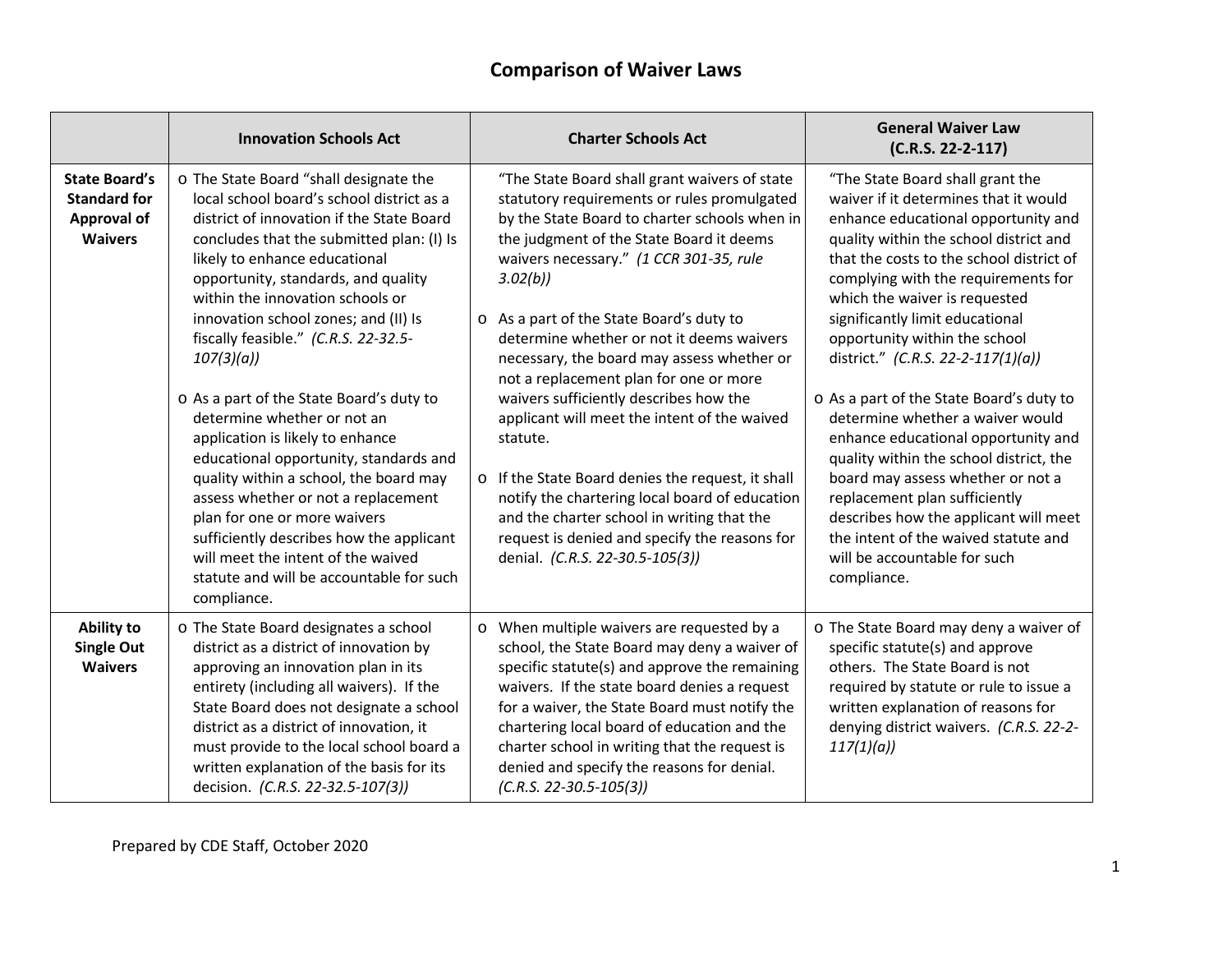# Comparison of Waiver Laws

| | Innovation Schools Act | Charter Schools Act | General Waiver Law (C.R.S. 22-2-117) |
|---|---|---|---|
| **State Board's Standard for Approval of Waivers** | o The State Board "shall designate the local school board's school district as a district of innovation if the State Board concludes that the submitted plan: (I) Is likely to enhance educational opportunity, standards, and quality within the innovation schools or innovation school zones; and (II) Is fiscally feasible." *(C.R.S. 22-32.5-107(3)(a))*<br><br>o As a part of the State Board's duty to determine whether or not an application is likely to enhance educational opportunity, standards and quality within a school, the board may assess whether or not a replacement plan for one or more waivers sufficiently describes how the applicant will meet the intent of the waived statute and will be accountable for such compliance. | "The State Board shall grant waivers of state statutory requirements or rules promulgated by the State Board to charter schools when in the judgment of the State Board it deems waivers necessary." *(1 CCR 301-35, rule 3.02(b))*<br><br>o As a part of the State Board's duty to determine whether or not it deems waivers necessary, the board may assess whether or not a replacement plan for one or more waivers sufficiently describes how the applicant will meet the intent of the waived statute.<br><br>o If the State Board denies the request, it shall notify the chartering local board of education and the charter school in writing that the request is denied and specify the reasons for denial. *(C.R.S. 22-30.5-105(3))* | "The State Board shall grant the waiver if it determines that it would enhance educational opportunity and quality within the school district and that the costs to the school district of complying with the requirements for which the waiver is requested significantly limit educational opportunity within the school district." *(C.R.S. 22-2-117(1)(a))*<br><br>o As a part of the State Board's duty to determine whether a waiver would enhance educational opportunity and quality within the school district, the board may assess whether or not a replacement plan sufficiently describes how the applicant will meet the intent of the waived statute and will be accountable for such compliance. |
| **Ability to Single Out Waivers** | o The State Board designates a school district as a district of innovation by approving an innovation plan in its entirety (including all waivers). If the State Board does not designate a school district as a district of innovation, it must provide to the local school board a written explanation of the basis for its decision. *(C.R.S. 22-32.5-107(3))* | o When multiple waivers are requested by a school, the State Board may deny a waiver of specific statute(s) and approve the remaining waivers. If the state board denies a request for a waiver, the State Board must notify the chartering local board of education and the charter school in writing that the request is denied and specify the reasons for denial. *(C.R.S. 22-30.5-105(3))* | o The State Board may deny a waiver of specific statute(s) and approve others. The State Board is not required by statute or rule to issue a written explanation of reasons for denying district waivers. *(C.R.S. 22-2-117(1)(a))* |

Prepared by CDE Staff, October 2020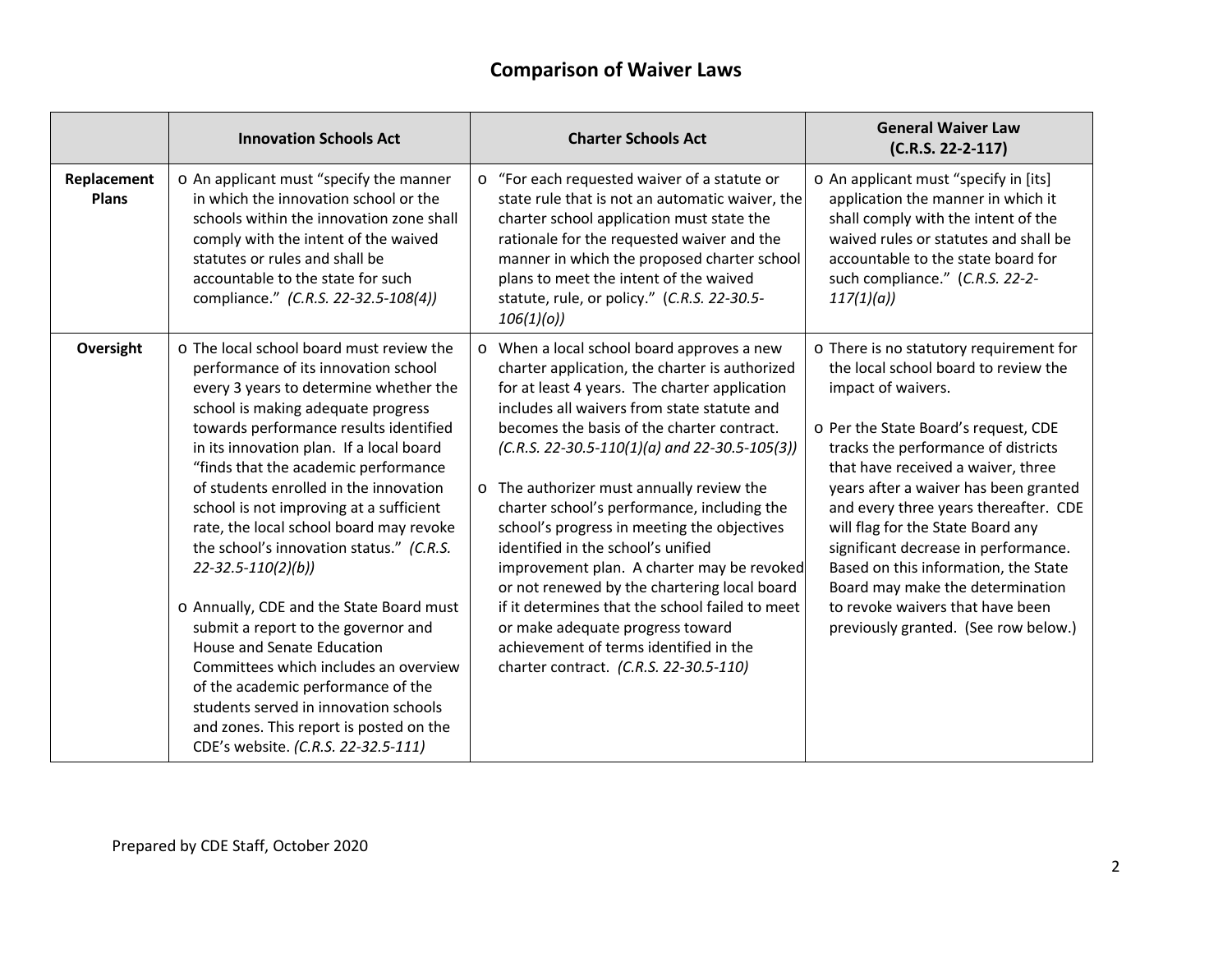# Comparison of Waiver Laws

| | Innovation Schools Act | Charter Schools Act | General Waiver Law (C.R.S. 22-2-117) |
|---|---|---|---|
| **Replacement Plans** | o An applicant must "specify the manner in which the innovation school or the schools within the innovation zone shall comply with the intent of the waived statutes or rules and shall be accountable to the state for such compliance." *(C.R.S. 22-32.5-108(4))* | o "For each requested waiver of a statute or state rule that is not an automatic waiver, the charter school application must state the rationale for the requested waiver and the manner in which the proposed charter school plans to meet the intent of the waived statute, rule, or policy." (*C.R.S. 22-30.5-106(1)(o))* | o An applicant must "specify in [its] application the manner in which it shall comply with the intent of the waived rules or statutes and shall be accountable to the state board for such compliance." (*C.R.S. 22-2-117(1)(a))* |
| **Oversight** | o The local school board must review the performance of its innovation school every 3 years to determine whether the school is making adequate progress towards performance results identified in its innovation plan. If a local board "finds that the academic performance of students enrolled in the innovation school is not improving at a sufficient rate, the local school board may revoke the school's innovation status." *(C.R.S. 22-32.5-110(2)(b))*<br><br>o Annually, CDE and the State Board must submit a report to the governor and House and Senate Education Committees which includes an overview of the academic performance of the students served in innovation schools and zones. This report is posted on the CDE's website. *(C.R.S. 22-32.5-111)* | o When a local school board approves a new charter application, the charter is authorized for at least 4 years. The charter application includes all waivers from state statute and becomes the basis of the charter contract. *(C.R.S. 22-30.5-110(1)(a) and 22-30.5-105(3))*<br><br>o The authorizer must annually review the charter school's performance, including the school's progress in meeting the objectives identified in the school's unified improvement plan. A charter may be revoked or not renewed by the chartering local board if it determines that the school failed to meet or make adequate progress toward achievement of terms identified in the charter contract. *(C.R.S. 22-30.5-110)* | o There is no statutory requirement for the local school board to review the impact of waivers.<br><br>o Per the State Board's request, CDE tracks the performance of districts that have received a waiver, three years after a waiver has been granted and every three years thereafter. CDE will flag for the State Board any significant decrease in performance. Based on this information, the State Board may make the determination to revoke waivers that have been previously granted. (See row below.) |

Prepared by CDE Staff, October 2020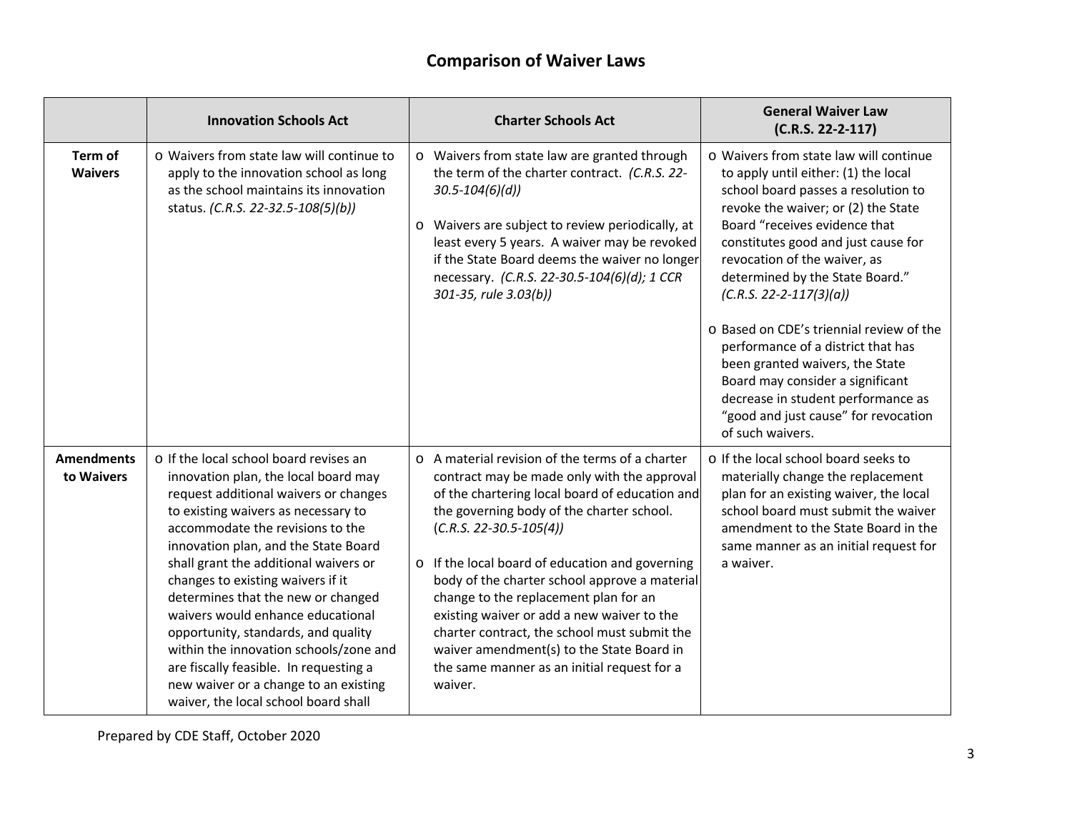## Comparison of Waiver Laws

| | Innovation Schools Act | Charter Schools Act | General Waiver Law (C.R.S. 22-2-117) |
|---|---|---|---|
| **Term of Waivers** | o Waivers from state law will continue to apply to the innovation school as long as the school maintains its innovation status. *(C.R.S. 22-32.5-108(5)(b))* | o Waivers from state law are granted through the term of the charter contract. *(C.R.S. 22-30.5-104(6)(d))*<br><br>o Waivers are subject to review periodically, at least every 5 years. A waiver may be revoked if the State Board deems the waiver no longer necessary. *(C.R.S. 22-30.5-104(6)(d); 1 CCR 301-35, rule 3.03(b))* | o Waivers from state law will continue to apply until either: (1) the local school board passes a resolution to revoke the waiver; or (2) the State Board "receives evidence that constitutes good and just cause for revocation of the waiver, as determined by the State Board." *(C.R.S. 22-2-117(3)(a))*<br><br>o Based on CDE's triennial review of the performance of a district that has been granted waivers, the State Board may consider a significant decrease in student performance as "good and just cause" for revocation of such waivers. |
| **Amendments to Waivers** | o If the local school board revises an innovation plan, the local board may request additional waivers or changes to existing waivers as necessary to accommodate the revisions to the innovation plan, and the State Board shall grant the additional waivers or changes to existing waivers if it determines that the new or changed waivers would enhance educational opportunity, standards, and quality within the innovation schools/zone and are fiscally feasible. In requesting a new waiver or a change to an existing waiver, the local school board shall | o A material revision of the terms of a charter contract may be made only with the approval of the chartering local board of education and the governing body of the charter school. (*C.R.S. 22-30.5-105(4))*<br><br>o If the local board of education and governing body of the charter school approve a material change to the replacement plan for an existing waiver or add a new waiver to the charter contract, the school must submit the waiver amendment(s) to the State Board in the same manner as an initial request for a waiver. | o If the local school board seeks to materially change the replacement plan for an existing waiver, the local school board must submit the waiver amendment to the State Board in the same manner as an initial request for a waiver. |

Prepared by CDE Staff, October 2020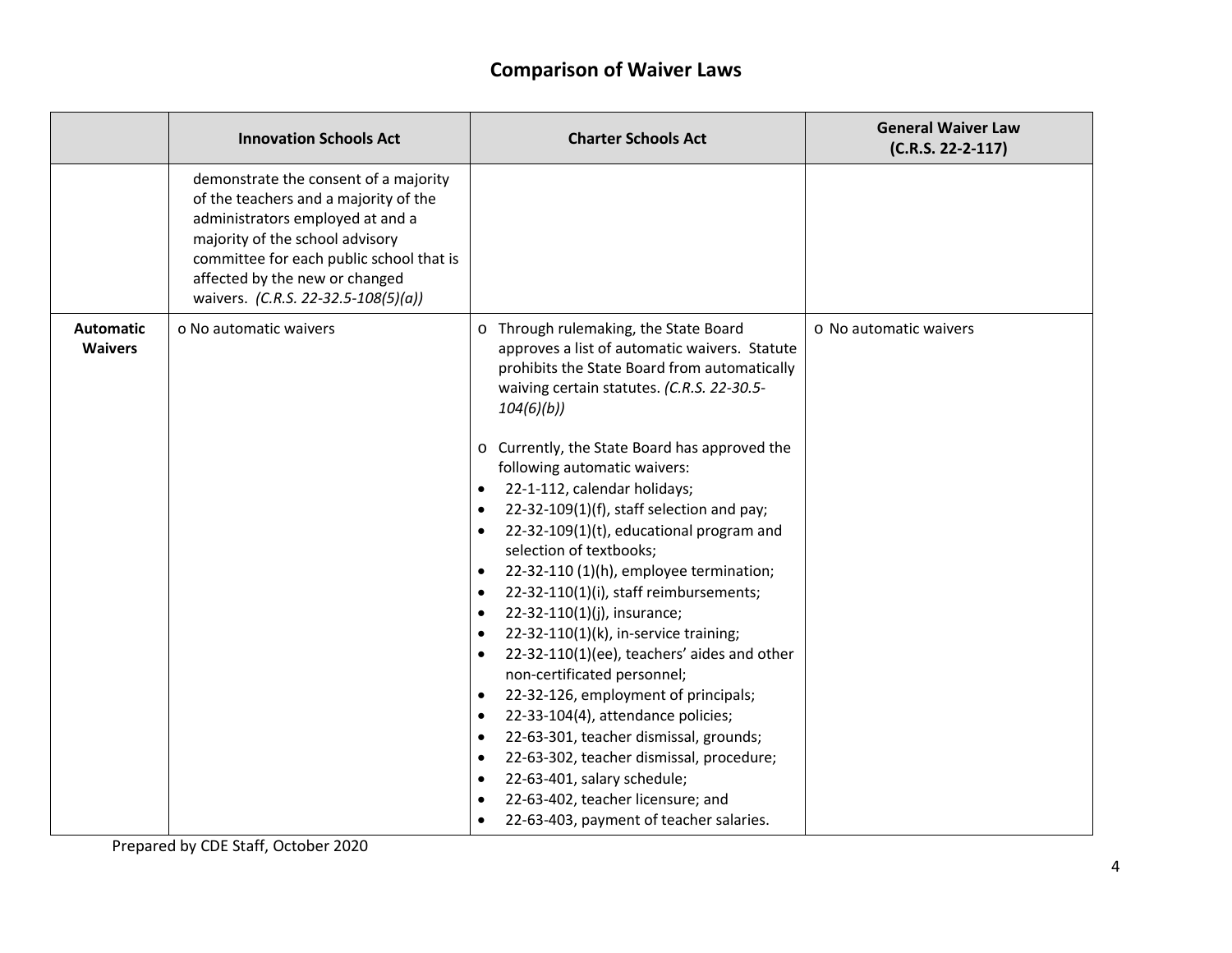## Comparison of Waiver Laws

| | Innovation Schools Act | Charter Schools Act | General Waiver Law (C.R.S. 22-2-117) |
|---|---|---|---|
| | demonstrate the consent of a majority of the teachers and a majority of the administrators employed at and a majority of the school advisory committee for each public school that is affected by the new or changed waivers. *(C.R.S. 22-32.5-108(5)(a))* | | |
| **Automatic Waivers** | o No automatic waivers | o Through rulemaking, the State Board approves a list of automatic waivers. Statute prohibits the State Board from automatically waiving certain statutes. *(C.R.S. 22-30.5-104(6)(b))*<br><br>o Currently, the State Board has approved the following automatic waivers:<br>• 22-1-112, calendar holidays;<br>• 22-32-109(1)(f), staff selection and pay;<br>• 22-32-109(1)(t), educational program and selection of textbooks;<br>• 22-32-110 (1)(h), employee termination;<br>• 22-32-110(1)(i), staff reimbursements;<br>• 22-32-110(1)(j), insurance;<br>• 22-32-110(1)(k), in-service training;<br>• 22-32-110(1)(ee), teachers' aides and other non-certificated personnel;<br>• 22-32-126, employment of principals;<br>• 22-33-104(4), attendance policies;<br>• 22-63-301, teacher dismissal, grounds;<br>• 22-63-302, teacher dismissal, procedure;<br>• 22-63-401, salary schedule;<br>• 22-63-402, teacher licensure; and<br>• 22-63-403, payment of teacher salaries. | o No automatic waivers |

Prepared by CDE Staff, October 2020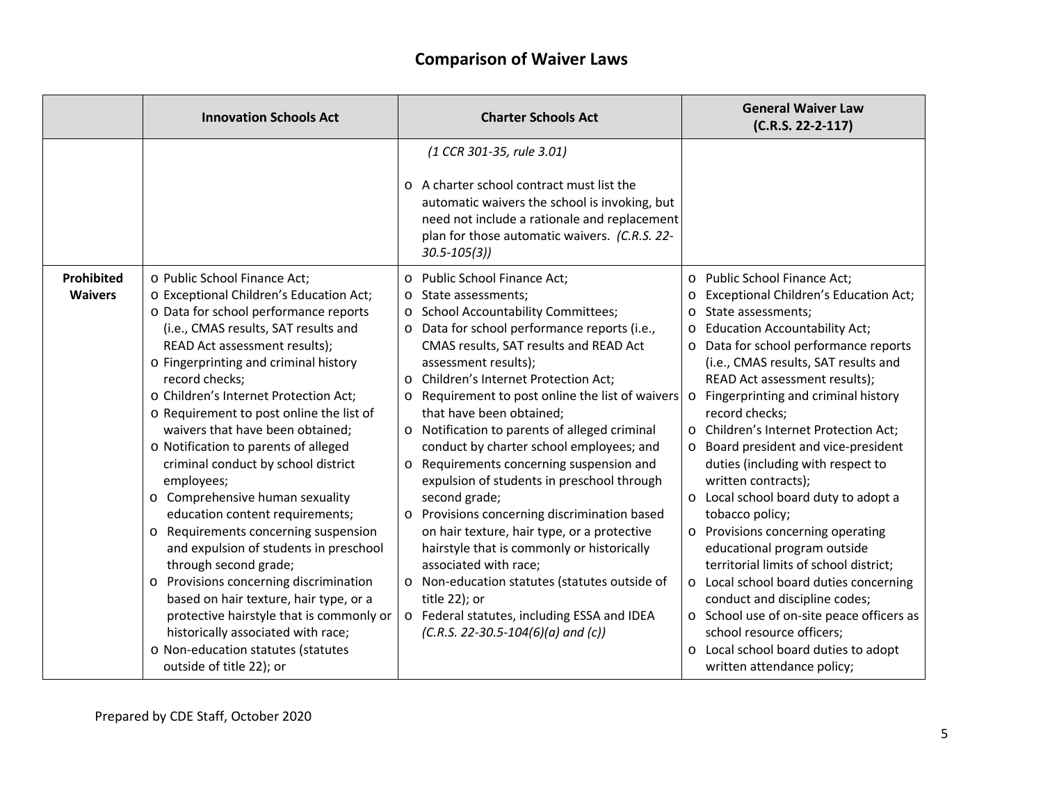## Comparison of Waiver Laws

| | Innovation Schools Act | Charter Schools Act | General Waiver Law (C.R.S. 22-2-117) |
|---|---|---|---|
| | | *(1 CCR 301-35, rule 3.01)*<br><br>o A charter school contract must list the automatic waivers the school is invoking, but need not include a rationale and replacement plan for those automatic waivers. *(C.R.S. 22-30.5-105(3))* | |
| **Prohibited Waivers** | o Public School Finance Act;<br>o Exceptional Children's Education Act;<br>o Data for school performance reports (i.e., CMAS results, SAT results and READ Act assessment results);<br>o Fingerprinting and criminal history record checks;<br>o Children's Internet Protection Act;<br>o Requirement to post online the list of waivers that have been obtained;<br>o Notification to parents of alleged criminal conduct by school district employees;<br>o Comprehensive human sexuality education content requirements;<br>o Requirements concerning suspension and expulsion of students in preschool through second grade;<br>o Provisions concerning discrimination based on hair texture, hair type, or a protective hairstyle that is commonly or historically associated with race;<br>o Non-education statutes (statutes outside of title 22); or | o Public School Finance Act;<br>o State assessments;<br>o School Accountability Committees;<br>o Data for school performance reports (i.e., CMAS results, SAT results and READ Act assessment results);<br>o Children's Internet Protection Act;<br>o Requirement to post online the list of waivers that have been obtained;<br>o Notification to parents of alleged criminal conduct by charter school employees; and<br>o Requirements concerning suspension and expulsion of students in preschool through second grade;<br>o Provisions concerning discrimination based on hair texture, hair type, or a protective hairstyle that is commonly or historically associated with race;<br>o Non-education statutes (statutes outside of title 22); or<br>o Federal statutes, including ESSA and IDEA *(C.R.S. 22-30.5-104(6)(a) and (c))* | o Public School Finance Act;<br>o Exceptional Children's Education Act;<br>o State assessments;<br>o Education Accountability Act;<br>o Data for school performance reports (i.e., CMAS results, SAT results and READ Act assessment results);<br>o Fingerprinting and criminal history record checks;<br>o Children's Internet Protection Act;<br>o Board president and vice-president duties (including with respect to written contracts);<br>o Local school board duty to adopt a tobacco policy;<br>o Provisions concerning operating educational program outside territorial limits of school district;<br>o Local school board duties concerning conduct and discipline codes;<br>o School use of on-site peace officers as school resource officers;<br>o Local school board duties to adopt written attendance policy; |

Prepared by CDE Staff, October 2020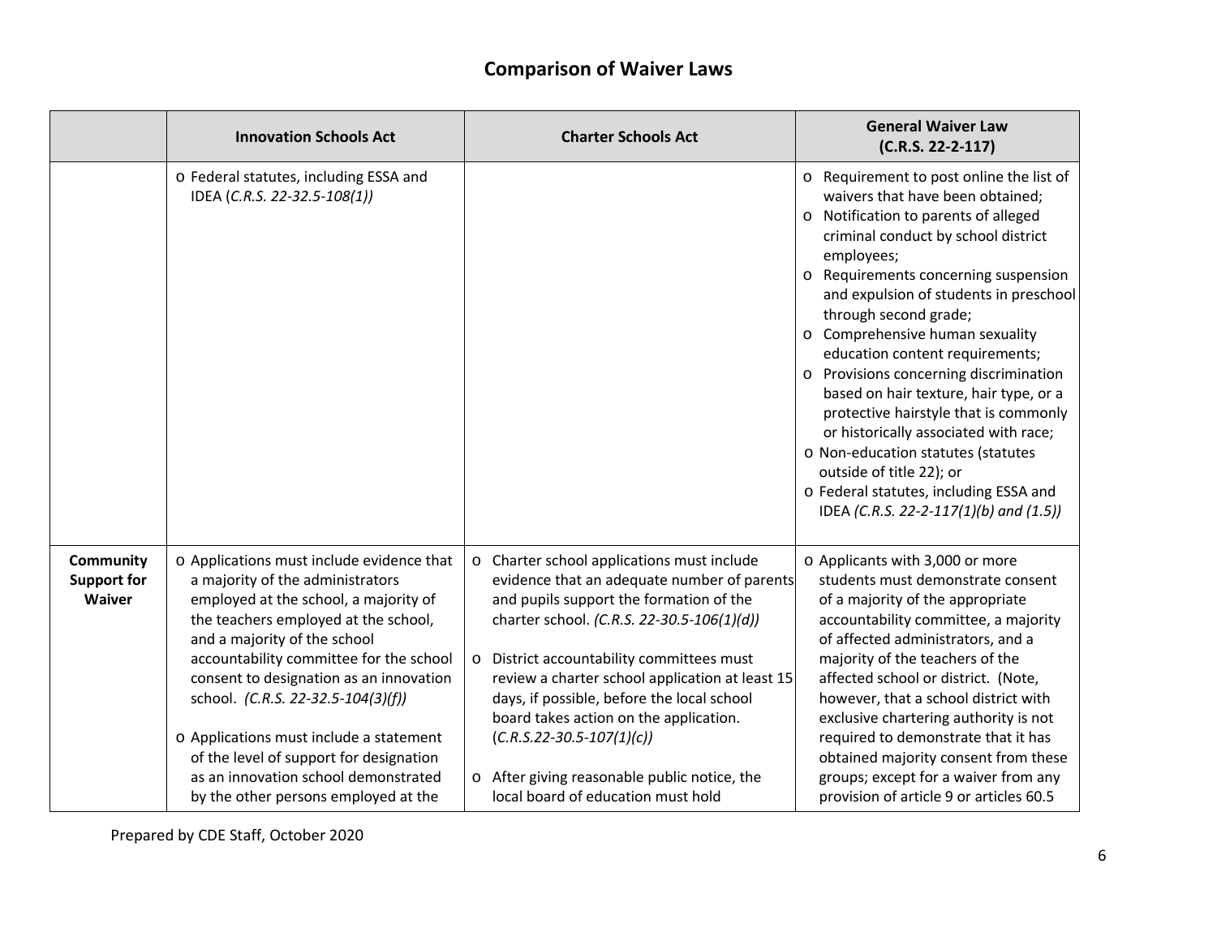## Comparison of Waiver Laws

| | Innovation Schools Act | Charter Schools Act | General Waiver Law (C.R.S. 22-2-117) |
|---|---|---|---|
| | o Federal statutes, including ESSA and IDEA (*C.R.S. 22-32.5-108(1))* | | o Requirement to post online the list of waivers that have been obtained;<br>o Notification to parents of alleged criminal conduct by school district employees;<br>o Requirements concerning suspension and expulsion of students in preschool through second grade;<br>o Comprehensive human sexuality education content requirements;<br>o Provisions concerning discrimination based on hair texture, hair type, or a protective hairstyle that is commonly or historically associated with race;<br>o Non-education statutes (statutes outside of title 22); or<br>o Federal statutes, including ESSA and IDEA *(C.R.S. 22-2-117(1)(b) and (1.5))* |
| **Community Support for Waiver** | o Applications must include evidence that a majority of the administrators employed at the school, a majority of the teachers employed at the school, and a majority of the school accountability committee for the school consent to designation as an innovation school. *(C.R.S. 22-32.5-104(3)(f))*<br><br>o Applications must include a statement of the level of support for designation as an innovation school demonstrated by the other persons employed at the | o Charter school applications must include evidence that an adequate number of parents and pupils support the formation of the charter school. *(C.R.S. 22-30.5-106(1)(d))*<br><br>o District accountability committees must review a charter school application at least 15 days, if possible, before the local school board takes action on the application. *(C.R.S.22-30.5-107(1)(c))*<br><br>o After giving reasonable public notice, the local board of education must hold | o Applicants with 3,000 or more students must demonstrate consent of a majority of the appropriate accountability committee, a majority of affected administrators, and a majority of the teachers of the affected school or district. (Note, however, that a school district with exclusive chartering authority is not required to demonstrate that it has obtained majority consent from these groups; except for a waiver from any provision of article 9 or articles 60.5 |

Prepared by CDE Staff, October 2020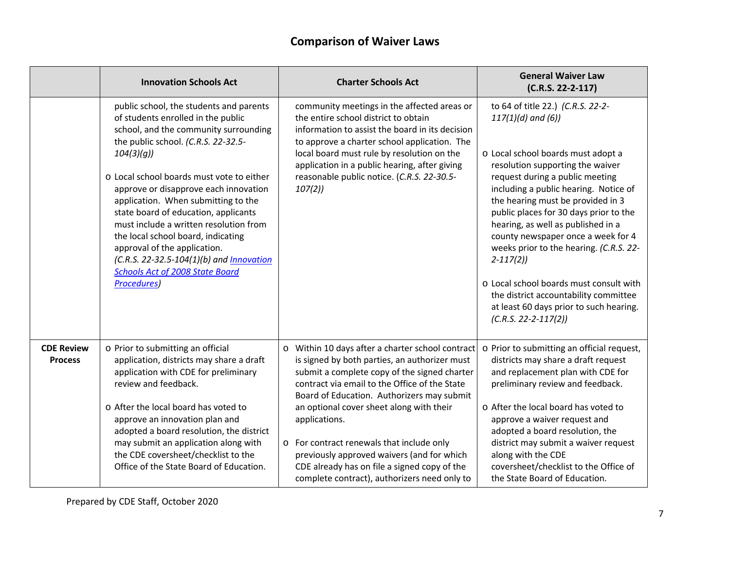## Comparison of Waiver Laws

| | Innovation Schools Act | Charter Schools Act | General Waiver Law (C.R.S. 22-2-117) |
|---|---|---|---|
| | public school, the students and parents of students enrolled in the public school, and the community surrounding the public school. *(C.R.S. 22-32.5-104(3)(g))*<br><br>o Local school boards must vote to either approve or disapprove each innovation application. When submitting to the state board of education, applicants must include a written resolution from the local school board, indicating approval of the application. *(C.R.S. 22-32.5-104(1)(b) and Innovation Schools Act of 2008 State Board Procedures)* | community meetings in the affected areas or the entire school district to obtain information to assist the board in its decision to approve a charter school application. The local board must rule by resolution on the application in a public hearing, after giving reasonable public notice. (*C.R.S. 22-30.5-107(2)*) | to 64 of title 22.) *(C.R.S. 22-2-117(1)(d) and (6))*<br><br>o Local school boards must adopt a resolution supporting the waiver request during a public meeting including a public hearing. Notice of the hearing must be provided in 3 public places for 30 days prior to the hearing, as well as published in a county newspaper once a week for 4 weeks prior to the hearing. *(C.R.S. 22-2-117(2))*<br><br>o Local school boards must consult with the district accountability committee at least 60 days prior to such hearing. *(C.R.S. 22-2-117(2))* |
| **CDE Review Process** | o Prior to submitting an official application, districts may share a draft application with CDE for preliminary review and feedback.<br><br>o After the local board has voted to approve an innovation plan and adopted a board resolution, the district may submit an application along with the CDE coversheet/checklist to the Office of the State Board of Education. | o Within 10 days after a charter school contract is signed by both parties, an authorizer must submit a complete copy of the signed charter contract via email to the Office of the State Board of Education. Authorizers may submit an optional cover sheet along with their applications.<br><br>o For contract renewals that include only previously approved waivers (and for which CDE already has on file a signed copy of the complete contract), authorizers need only to | o Prior to submitting an official request, districts may share a draft request and replacement plan with CDE for preliminary review and feedback.<br><br>o After the local board has voted to approve a waiver request and adopted a board resolution, the district may submit a waiver request along with the CDE coversheet/checklist to the Office of the State Board of Education. |

Prepared by CDE Staff, October 2020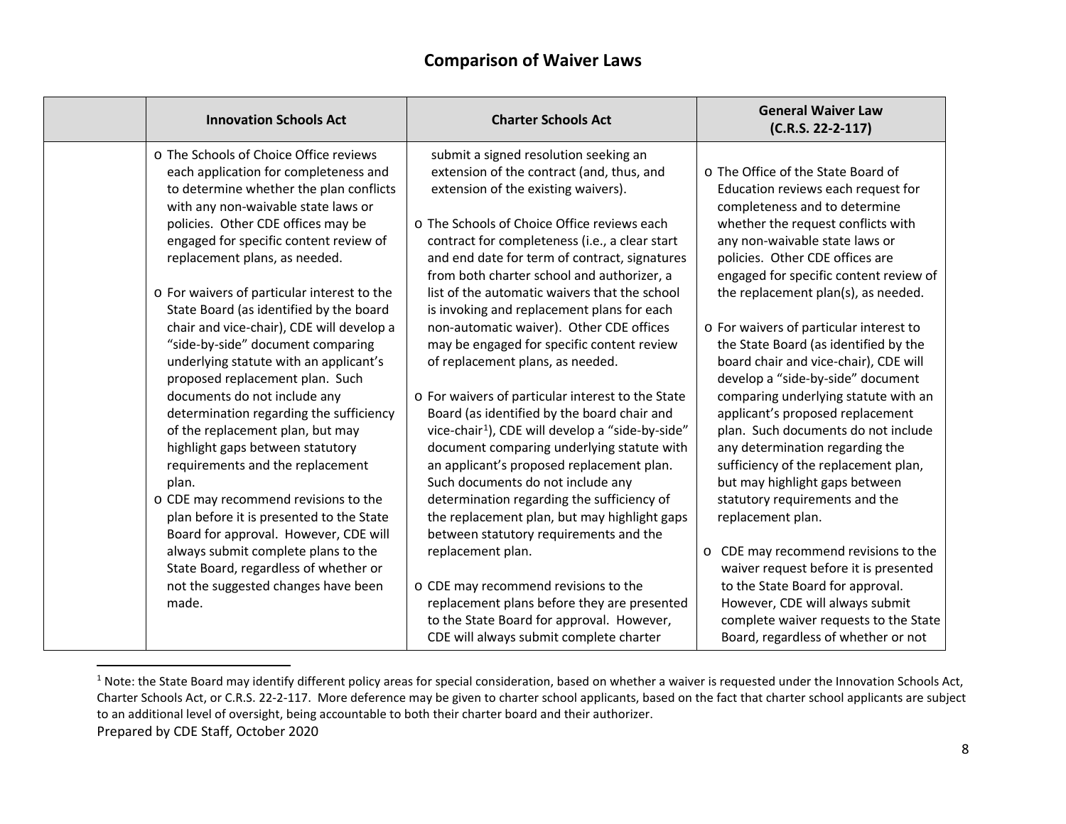## Comparison of Waiver Laws

| | Innovation Schools Act | Charter Schools Act | General Waiver Law (C.R.S. 22-2-117) |
|---|---|---|---|
| | o The Schools of Choice Office reviews each application for completeness and to determine whether the plan conflicts with any non-waivable state laws or policies. Other CDE offices may be engaged for specific content review of replacement plans, as needed.<br><br>o For waivers of particular interest to the State Board (as identified by the board chair and vice-chair), CDE will develop a "side-by-side" document comparing underlying statute with an applicant's proposed replacement plan. Such documents do not include any determination regarding the sufficiency of the replacement plan, but may highlight gaps between statutory requirements and the replacement plan.<br>o CDE may recommend revisions to the plan before it is presented to the State Board for approval. However, CDE will always submit complete plans to the State Board, regardless of whether or not the suggested changes have been made. | submit a signed resolution seeking an extension of the contract (and, thus, and extension of the existing waivers).<br><br>o The Schools of Choice Office reviews each contract for completeness (i.e., a clear start and end date for term of contract, signatures from both charter school and authorizer, a list of the automatic waivers that the school is invoking and replacement plans for each non-automatic waiver). Other CDE offices may be engaged for specific content review of replacement plans, as needed.<br><br>o For waivers of particular interest to the State Board (as identified by the board chair and vice-chair[1]), CDE will develop a "side-by-side" document comparing underlying statute with an applicant's proposed replacement plan. Such documents do not include any determination regarding the sufficiency of the replacement plan, but may highlight gaps between statutory requirements and the replacement plan.<br><br>o CDE may recommend revisions to the replacement plans before they are presented to the State Board for approval. However, CDE will always submit complete charter | o The Office of the State Board of Education reviews each request for completeness and to determine whether the request conflicts with any non-waivable state laws or policies. Other CDE offices are engaged for specific content review of the replacement plan(s), as needed.<br><br>o For waivers of particular interest to the State Board (as identified by the board chair and vice-chair), CDE will develop a "side-by-side" document comparing underlying statute with an applicant's proposed replacement plan. Such documents do not include any determination regarding the sufficiency of the replacement plan, but may highlight gaps between statutory requirements and the replacement plan.<br><br>o CDE may recommend revisions to the waiver request before it is presented to the State Board for approval. However, CDE will always submit complete waiver requests to the State Board, regardless of whether or not |

[1] Note: the State Board may identify different policy areas for special consideration, based on whether a waiver is requested under the Innovation Schools Act, Charter Schools Act, or C.R.S. 22-2-117. More deference may be given to charter school applicants, based on the fact that charter school applicants are subject to an additional level of oversight, being accountable to both their charter board and their authorizer.

Prepared by CDE Staff, October 2020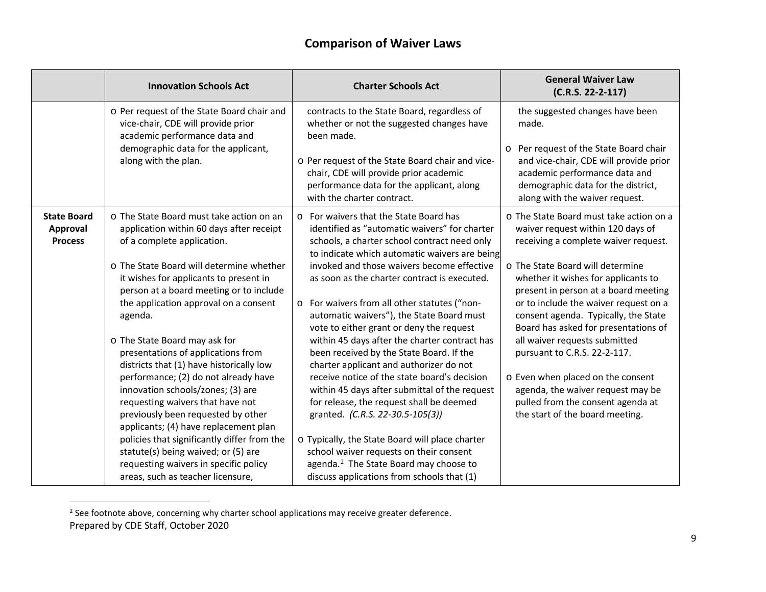# Comparison of Waiver Laws

| | Innovation Schools Act | Charter Schools Act | General Waiver Law (C.R.S. 22-2-117) |
|---|---|---|---|
| | o Per request of the State Board chair and vice-chair, CDE will provide prior academic performance data and demographic data for the applicant, along with the plan. | contracts to the State Board, regardless of whether or not the suggested changes have been made.<br><br>o Per request of the State Board chair and vice-chair, CDE will provide prior academic performance data for the applicant, along with the charter contract. | the suggested changes have been made.<br><br>o Per request of the State Board chair and vice-chair, CDE will provide prior academic performance data and demographic data for the district, along with the waiver request. |
| **State Board Approval Process** | o The State Board must take action on an application within 60 days after receipt of a complete application.<br><br>o The State Board will determine whether it wishes for applicants to present in person at a board meeting or to include the application approval on a consent agenda.<br><br>o The State Board may ask for presentations of applications from districts that (1) have historically low performance; (2) do not already have innovation schools/zones; (3) are requesting waivers that have not previously been requested by other applicants; (4) have replacement plan policies that significantly differ from the statute(s) being waived; or (5) are requesting waivers in specific policy areas, such as teacher licensure, | o For waivers that the State Board has identified as "automatic waivers" for charter schools, a charter school contract need only to indicate which automatic waivers are being invoked and those waivers become effective as soon as the charter contract is executed.<br><br>o For waivers from all other statutes ("non-automatic waivers"), the State Board must vote to either grant or deny the request within 45 days after the charter contract has been received by the State Board. If the charter applicant and authorizer do not receive notice of the state board's decision within 45 days after submittal of the request for release, the request shall be deemed granted. *(C.R.S. 22-30.5-105(3))*<br><br>o Typically, the State Board will place charter school waiver requests on their consent agenda.[2] The State Board may choose to discuss applications from schools that (1) | o The State Board must take action on a waiver request within 120 days of receiving a complete waiver request.<br><br>o The State Board will determine whether it wishes for applicants to present in person at a board meeting or to include the waiver request on a consent agenda. Typically, the State Board has asked for presentations of all waiver requests submitted pursuant to C.R.S. 22-2-117.<br><br>o Even when placed on the consent agenda, the waiver request may be pulled from the consent agenda at the start of the board meeting. |

[2] See footnote above, concerning why charter school applications may receive greater deference.

Prepared by CDE Staff, October 2020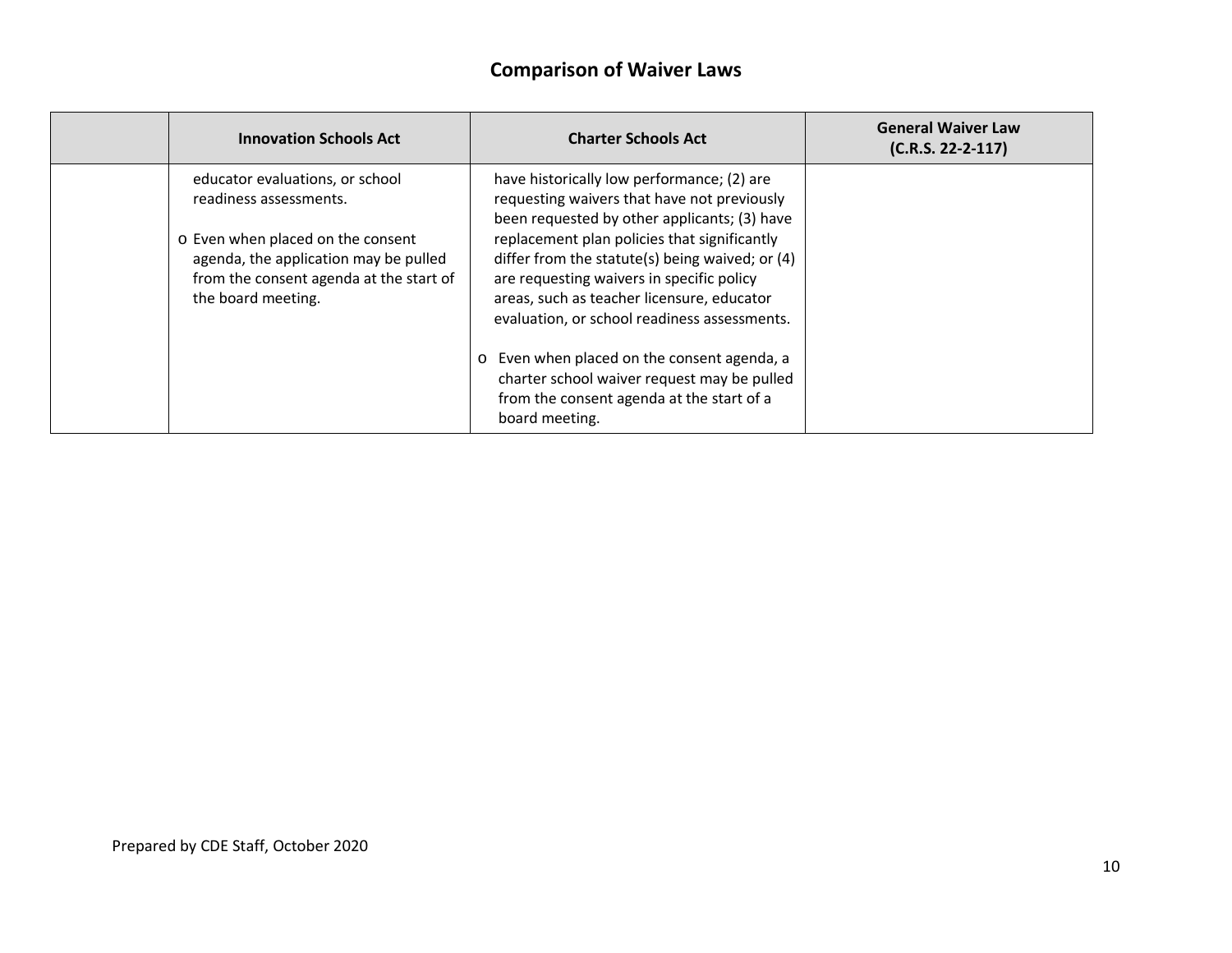# Comparison of Waiver Laws

| | Innovation Schools Act | Charter Schools Act | General Waiver Law (C.R.S. 22-2-117) |
|---|---|---|---|
| | educator evaluations, or school readiness assessments.<br><br>o Even when placed on the consent agenda, the application may be pulled from the consent agenda at the start of the board meeting. | have historically low performance; (2) are requesting waivers that have not previously been requested by other applicants; (3) have replacement plan policies that significantly differ from the statute(s) being waived; or (4) are requesting waivers in specific policy areas, such as teacher licensure, educator evaluation, or school readiness assessments.<br><br>o Even when placed on the consent agenda, a charter school waiver request may be pulled from the consent agenda at the start of a board meeting. | |

Prepared by CDE Staff, October 2020